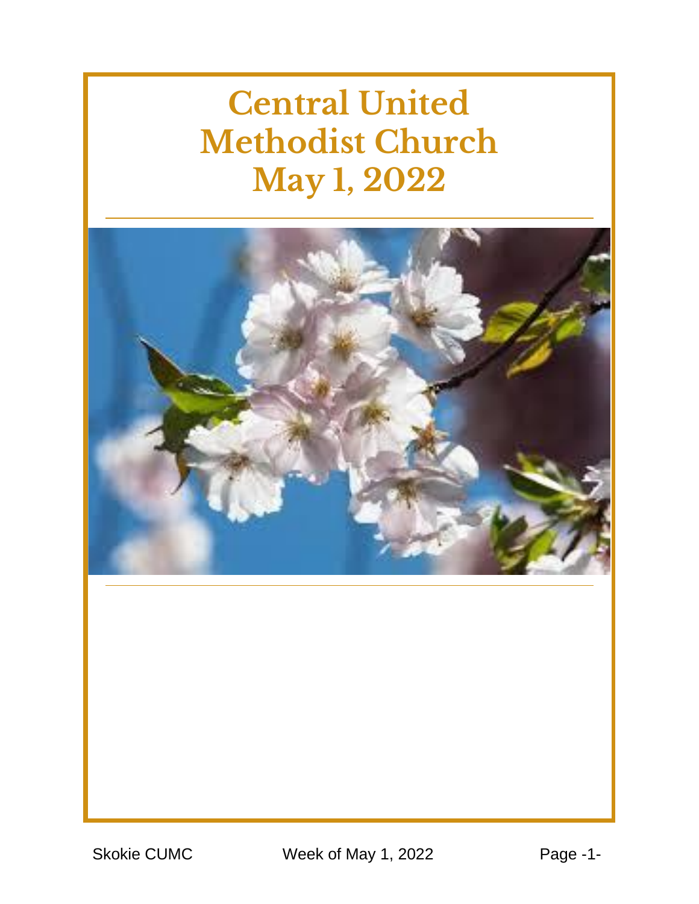# Central United Methodist Church
# May 1, 2022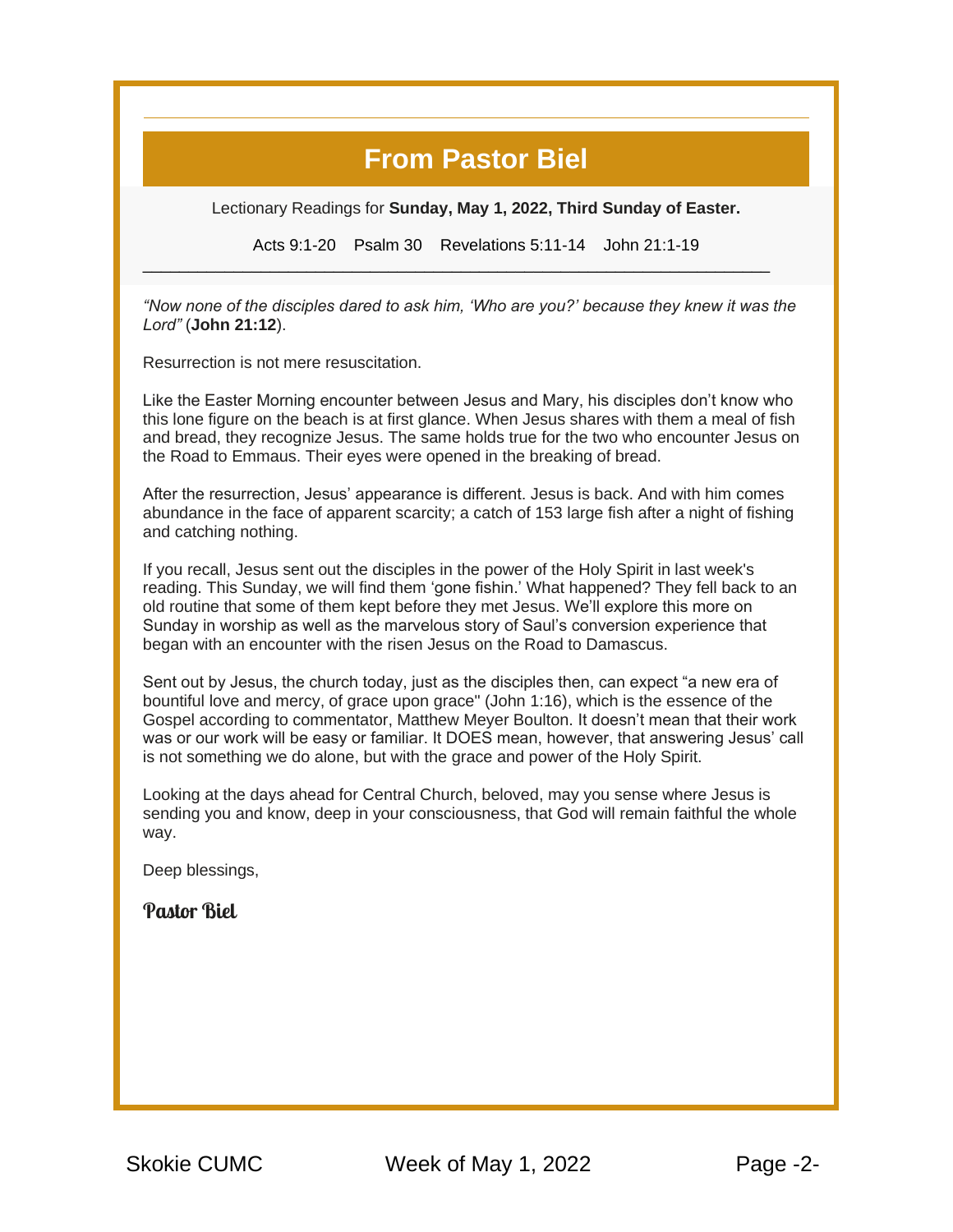# From Pastor Biel

Lectionary Readings for **Sunday, May 1, 2022, Third Sunday of Easter.**

Acts 9:1-20    Psalm 30    Revelations 5:11-14    John 21:1-19

---

*"Now none of the disciples dared to ask him, 'Who are you?' because they knew it was the Lord"* (**John 21:12**).

Resurrection is not mere resuscitation.

Like the Easter Morning encounter between Jesus and Mary, his disciples don't know who this lone figure on the beach is at first glance. When Jesus shares with them a meal of fish and bread, they recognize Jesus. The same holds true for the two who encounter Jesus on the Road to Emmaus. Their eyes were opened in the breaking of bread.

After the resurrection, Jesus' appearance is different. Jesus is back. And with him comes abundance in the face of apparent scarcity; a catch of 153 large fish after a night of fishing and catching nothing.

If you recall, Jesus sent out the disciples in the power of the Holy Spirit in last week's reading. This Sunday, we will find them 'gone fishin.' What happened? They fell back to an old routine that some of them kept before they met Jesus. We'll explore this more on Sunday in worship as well as the marvelous story of Saul's conversion experience that began with an encounter with the risen Jesus on the Road to Damascus.

Sent out by Jesus, the church today, just as the disciples then, can expect "a new era of bountiful love and mercy, of grace upon grace" (John 1:16), which is the essence of the Gospel according to commentator, Matthew Meyer Boulton. It doesn't mean that their work was or our work will be easy or familiar. It DOES mean, however, that answering Jesus' call is not something we do alone, but with the grace and power of the Holy Spirit.

Looking at the days ahead for Central Church, beloved, may you sense where Jesus is sending you and know, deep in your consciousness, that God will remain faithful the whole way.

Deep blessings,

Pastor Biel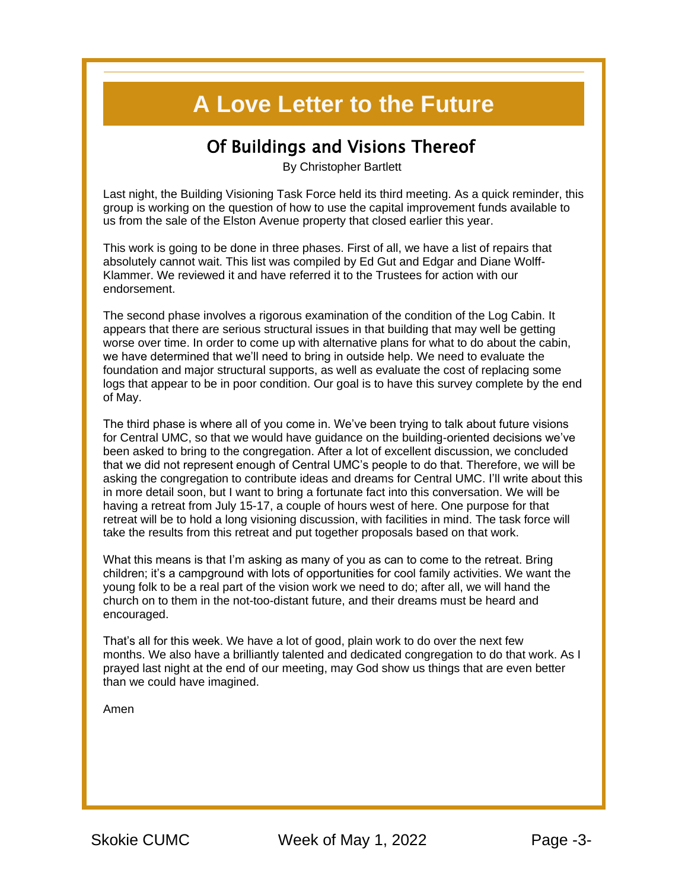# A Love Letter to the Future

## Of Buildings and Visions Thereof

By Christopher Bartlett

Last night, the Building Visioning Task Force held its third meeting. As a quick reminder, this group is working on the question of how to use the capital improvement funds available to us from the sale of the Elston Avenue property that closed earlier this year.

This work is going to be done in three phases. First of all, we have a list of repairs that absolutely cannot wait. This list was compiled by Ed Gut and Edgar and Diane Wolff-Klammer. We reviewed it and have referred it to the Trustees for action with our endorsement.

The second phase involves a rigorous examination of the condition of the Log Cabin. It appears that there are serious structural issues in that building that may well be getting worse over time. In order to come up with alternative plans for what to do about the cabin, we have determined that we'll need to bring in outside help. We need to evaluate the foundation and major structural supports, as well as evaluate the cost of replacing some logs that appear to be in poor condition. Our goal is to have this survey complete by the end of May.

The third phase is where all of you come in. We've been trying to talk about future visions for Central UMC, so that we would have guidance on the building-oriented decisions we've been asked to bring to the congregation. After a lot of excellent discussion, we concluded that we did not represent enough of Central UMC's people to do that. Therefore, we will be asking the congregation to contribute ideas and dreams for Central UMC. I'll write about this in more detail soon, but I want to bring a fortunate fact into this conversation. We will be having a retreat from July 15-17, a couple of hours west of here. One purpose for that retreat will be to hold a long visioning discussion, with facilities in mind. The task force will take the results from this retreat and put together proposals based on that work.

What this means is that I'm asking as many of you as can to come to the retreat. Bring children; it's a campground with lots of opportunities for cool family activities. We want the young folk to be a real part of the vision work we need to do; after all, we will hand the church on to them in the not-too-distant future, and their dreams must be heard and encouraged.

That's all for this week. We have a lot of good, plain work to do over the next few months. We also have a brilliantly talented and dedicated congregation to do that work. As I prayed last night at the end of our meeting, may God show us things that are even better than we could have imagined.

Amen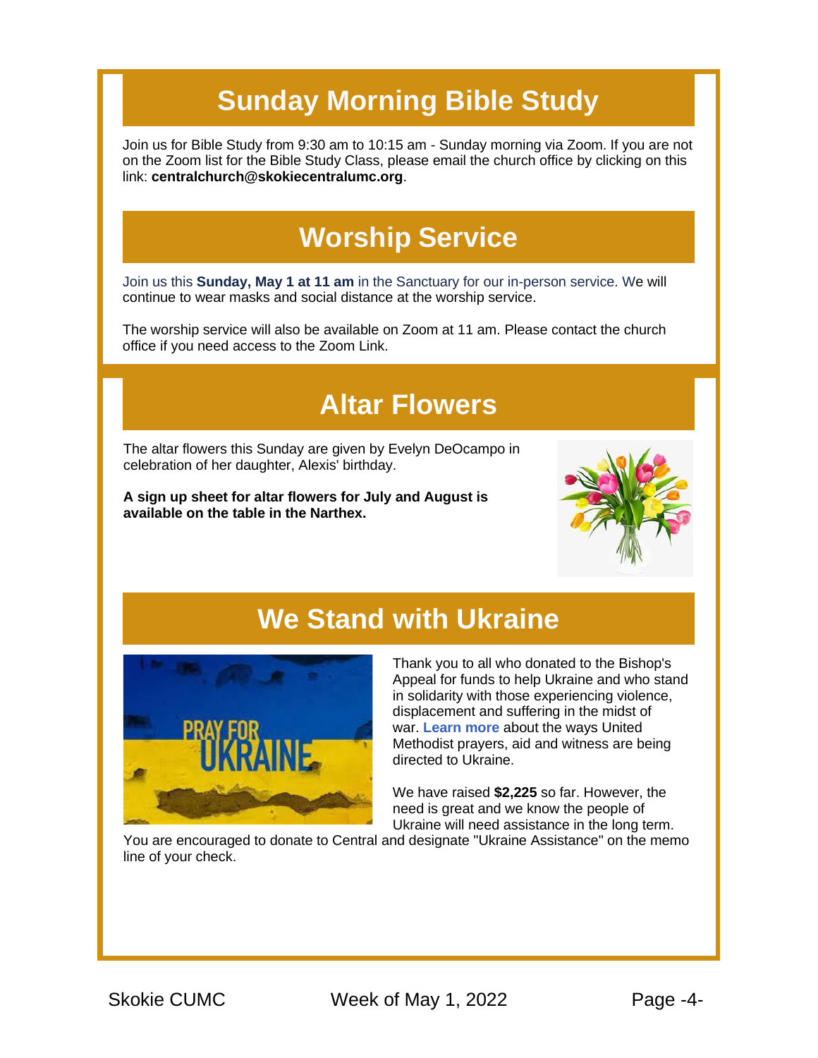## Sunday Morning Bible Study

Join us for Bible Study from 9:30 am to 10:15 am - Sunday morning via Zoom. If you are not on the Zoom list for the Bible Study Class, please email the church office by clicking on this link: **centralchurch@skokiecentralumc.org**.

## Worship Service

Join us this **Sunday, May 1 at 11 am** in the Sanctuary for our in-person service. We will continue to wear masks and social distance at the worship service.

The worship service will also be available on Zoom at 11 am. Please contact the church office if you need access to the Zoom Link.

## Altar Flowers

The altar flowers this Sunday are given by Evelyn DeOcampo in celebration of her daughter, Alexis' birthday.

**A sign up sheet for altar flowers for July and August is available on the table in the Narthex.**

## We Stand with Ukraine

Thank you to all who donated to the Bishop's Appeal for funds to help Ukraine and who stand in solidarity with those experiencing violence, displacement and suffering in the midst of war. **Learn more** about the ways United Methodist prayers, aid and witness are being directed to Ukraine.

We have raised **$2,225** so far. However, the need is great and we know the people of Ukraine will need assistance in the long term. You are encouraged to donate to Central and designate "Ukraine Assistance" on the memo line of your check.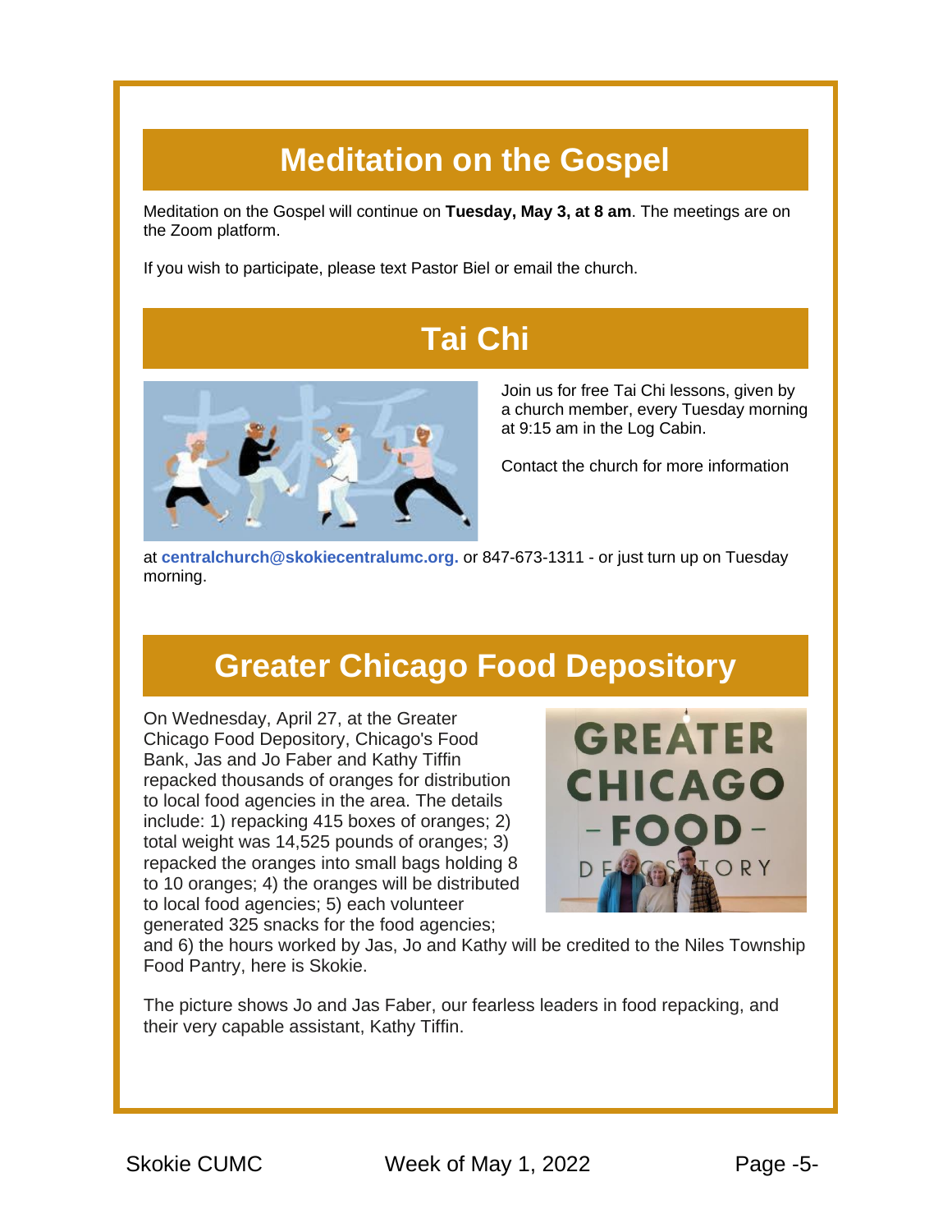## Meditation on the Gospel

Meditation on the Gospel will continue on **Tuesday, May 3, at 8 am**. The meetings are on the Zoom platform.

If you wish to participate, please text Pastor Biel or email the church.

## Tai Chi

Join us for free Tai Chi lessons, given by a church member, every Tuesday morning at 9:15 am in the Log Cabin.

Contact the church for more information at **centralchurch@skokiecentralumc.org.** or 847-673-1311 - or just turn up on Tuesday morning.

## Greater Chicago Food Depository

On Wednesday, April 27, at the Greater Chicago Food Depository, Chicago's Food Bank, Jas and Jo Faber and Kathy Tiffin repacked thousands of oranges for distribution to local food agencies in the area. The details include: 1) repacking 415 boxes of oranges; 2) total weight was 14,525 pounds of oranges; 3) repacked the oranges into small bags holding 8 to 10 oranges; 4) the oranges will be distributed to local food agencies; 5) each volunteer generated 325 snacks for the food agencies; and 6) the hours worked by Jas, Jo and Kathy will be credited to the Niles Township Food Pantry, here is Skokie.

The picture shows Jo and Jas Faber, our fearless leaders in food repacking, and their very capable assistant, Kathy Tiffin.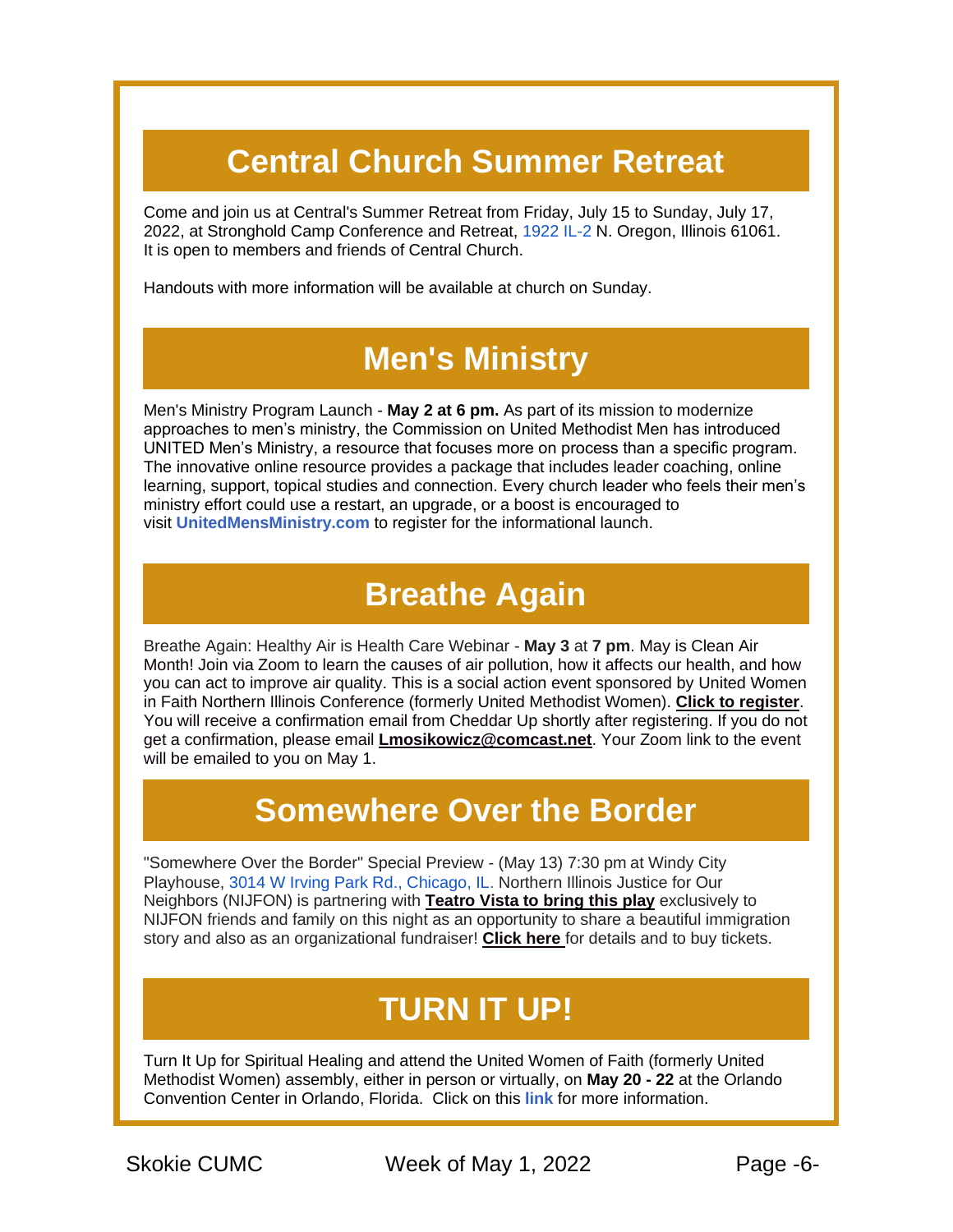## Central Church Summer Retreat

Come and join us at Central's Summer Retreat from Friday, July 15 to Sunday, July 17, 2022, at Stronghold Camp Conference and Retreat, 1922 IL-2 N. Oregon, Illinois 61061. It is open to members and friends of Central Church.

Handouts with more information will be available at church on Sunday.

## Men's Ministry

Men's Ministry Program Launch - **May 2 at 6 pm.** As part of its mission to modernize approaches to men's ministry, the Commission on United Methodist Men has introduced UNITED Men's Ministry, a resource that focuses more on process than a specific program. The innovative online resource provides a package that includes leader coaching, online learning, support, topical studies and connection. Every church leader who feels their men's ministry effort could use a restart, an upgrade, or a boost is encouraged to visit **UnitedMensMinistry.com** to register for the informational launch.

## Breathe Again

Breathe Again: Healthy Air is Health Care Webinar - **May 3** at **7 pm**. May is Clean Air Month! Join via Zoom to learn the causes of air pollution, how it affects our health, and how you can act to improve air quality. This is a social action event sponsored by United Women in Faith Northern Illinois Conference (formerly United Methodist Women). **Click to register**. You will receive a confirmation email from Cheddar Up shortly after registering. If you do not get a confirmation, please email **Lmosikowicz@comcast.net**. Your Zoom link to the event will be emailed to you on May 1.

## Somewhere Over the Border

"Somewhere Over the Border" Special Preview - (May 13) 7:30 pm at Windy City Playhouse, 3014 W Irving Park Rd., Chicago, IL. Northern Illinois Justice for Our Neighbors (NIJFON) is partnering with **Teatro Vista to bring this play** exclusively to NIJFON friends and family on this night as an opportunity to share a beautiful immigration story and also as an organizational fundraiser! **Click here** for details and to buy tickets.

## TURN IT UP!

Turn It Up for Spiritual Healing and attend the United Women of Faith (formerly United Methodist Women) assembly, either in person or virtually, on **May 20 - 22** at the Orlando Convention Center in Orlando, Florida. Click on this **link** for more information.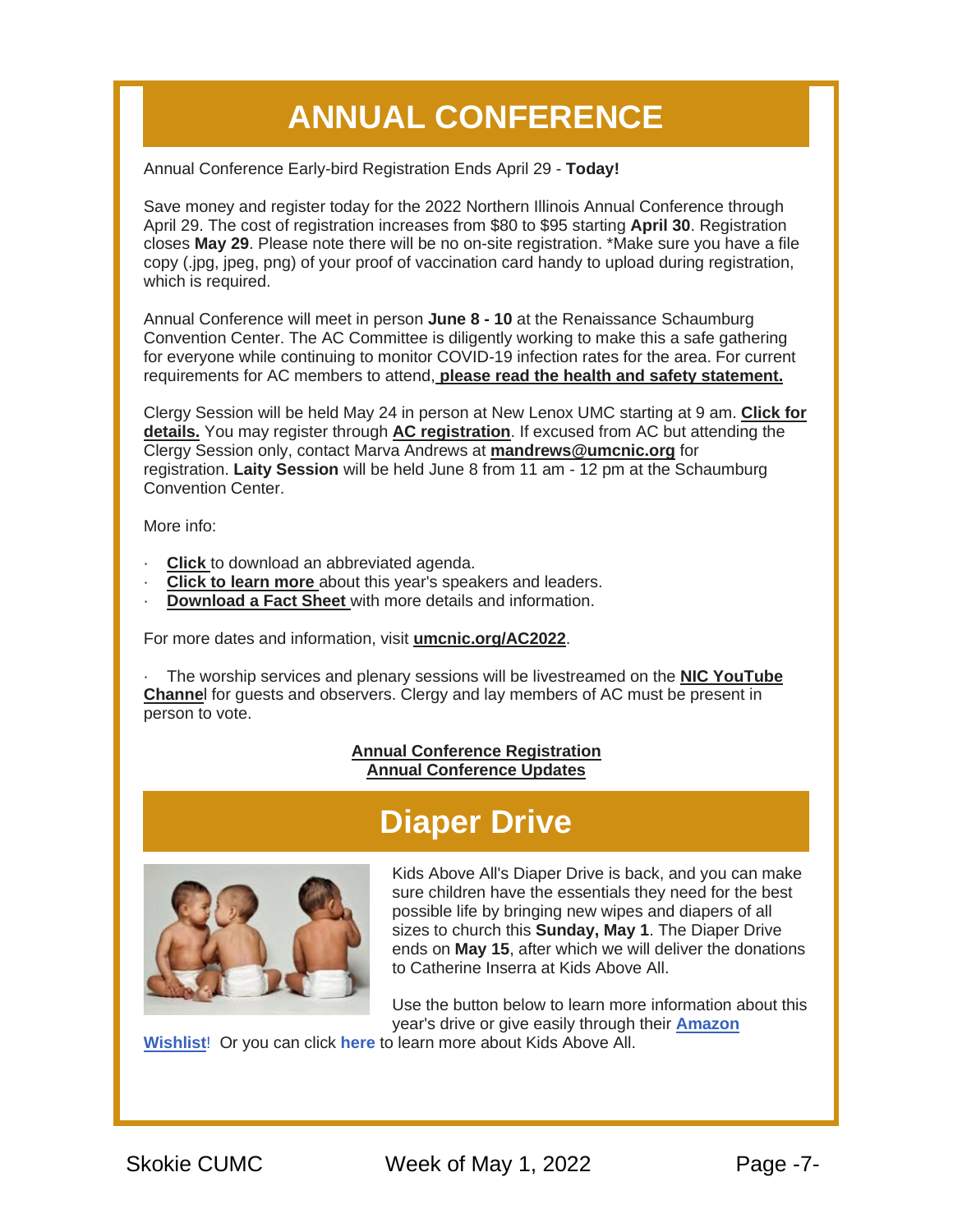# ANNUAL CONFERENCE

Annual Conference Early-bird Registration Ends April 29 - **Today!**

Save money and register today for the 2022 Northern Illinois Annual Conference through April 29. The cost of registration increases from $80 to $95 starting **April 30**. Registration closes **May 29**. Please note there will be no on-site registration. *Make sure you have a file copy (.jpg, jpeg, png) of your proof of vaccination card handy to upload during registration, which is required.

Annual Conference will meet in person **June 8 - 10** at the Renaissance Schaumburg Convention Center. The AC Committee is diligently working to make this a safe gathering for everyone while continuing to monitor COVID-19 infection rates for the area. For current requirements for AC members to attend, **please read the health and safety statement.**

Clergy Session will be held May 24 in person at New Lenox UMC starting at 9 am. **Click for details.** You may register through **AC registration**. If excused from AC but attending the Clergy Session only, contact Marva Andrews at **mandrews@umcnic.org** for registration. **Laity Session** will be held June 8 from 11 am - 12 pm at the Schaumburg Convention Center.

More info:

- **Click** to download an abbreviated agenda.
- **Click to learn more** about this year's speakers and leaders.
- **Download a Fact Sheet** with more details and information.

For more dates and information, visit **umcnic.org/AC2022**.

- The worship services and plenary sessions will be livestreamed on the **NIC YouTube Channel** for guests and observers. Clergy and lay members of AC must be present in person to vote.

**Annual Conference Registration**
**Annual Conference Updates**

# Diaper Drive

Kids Above All's Diaper Drive is back, and you can make sure children have the essentials they need for the best possible life by bringing new wipes and diapers of all sizes to church this **Sunday, May 1**. The Diaper Drive ends on **May 15**, after which we will deliver the donations to Catherine Inserra at Kids Above All.

Use the button below to learn more information about this year's drive or give easily through their **Amazon Wishlist**! Or you can click **here** to learn more about Kids Above All.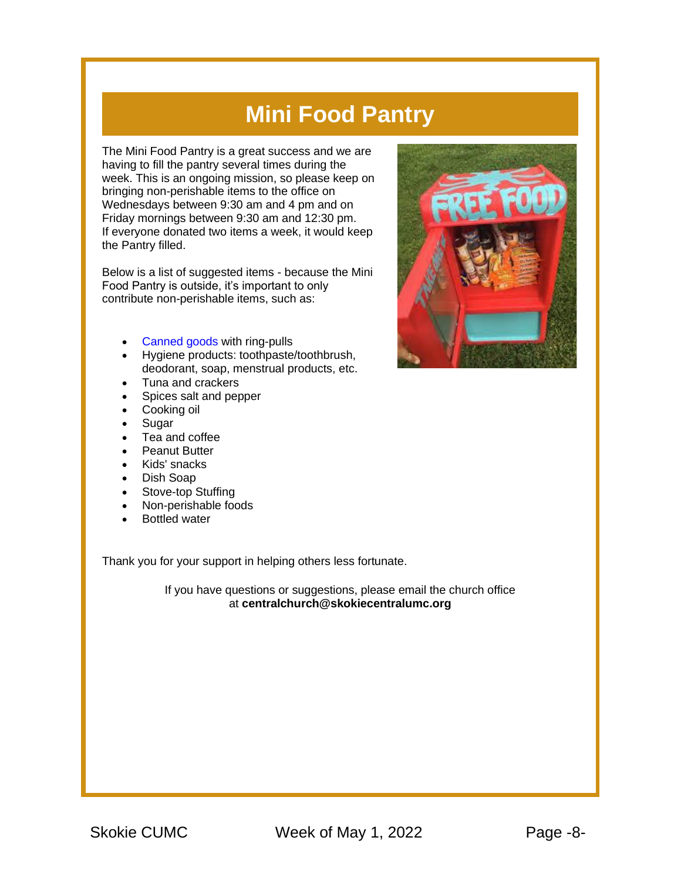# Mini Food Pantry

The Mini Food Pantry is a great success and we are having to fill the pantry several times during the week. This is an ongoing mission, so please keep on bringing non-perishable items to the office on Wednesdays between 9:30 am and 4 pm and on Friday mornings between 9:30 am and 12:30 pm. If everyone donated two items a week, it would keep the Pantry filled.

Below is a list of suggested items - because the Mini Food Pantry is outside, it's important to only contribute non-perishable items, such as:

- Canned goods with ring-pulls
- Hygiene products: toothpaste/toothbrush, deodorant, soap, menstrual products, etc.
- Tuna and crackers
- Spices salt and pepper
- Cooking oil
- Sugar
- Tea and coffee
- Peanut Butter
- Kids' snacks
- Dish Soap
- Stove-top Stuffing
- Non-perishable foods
- Bottled water

Thank you for your support in helping others less fortunate.

If you have questions or suggestions, please email the church office at **centralchurch@skokiecentralumc.org**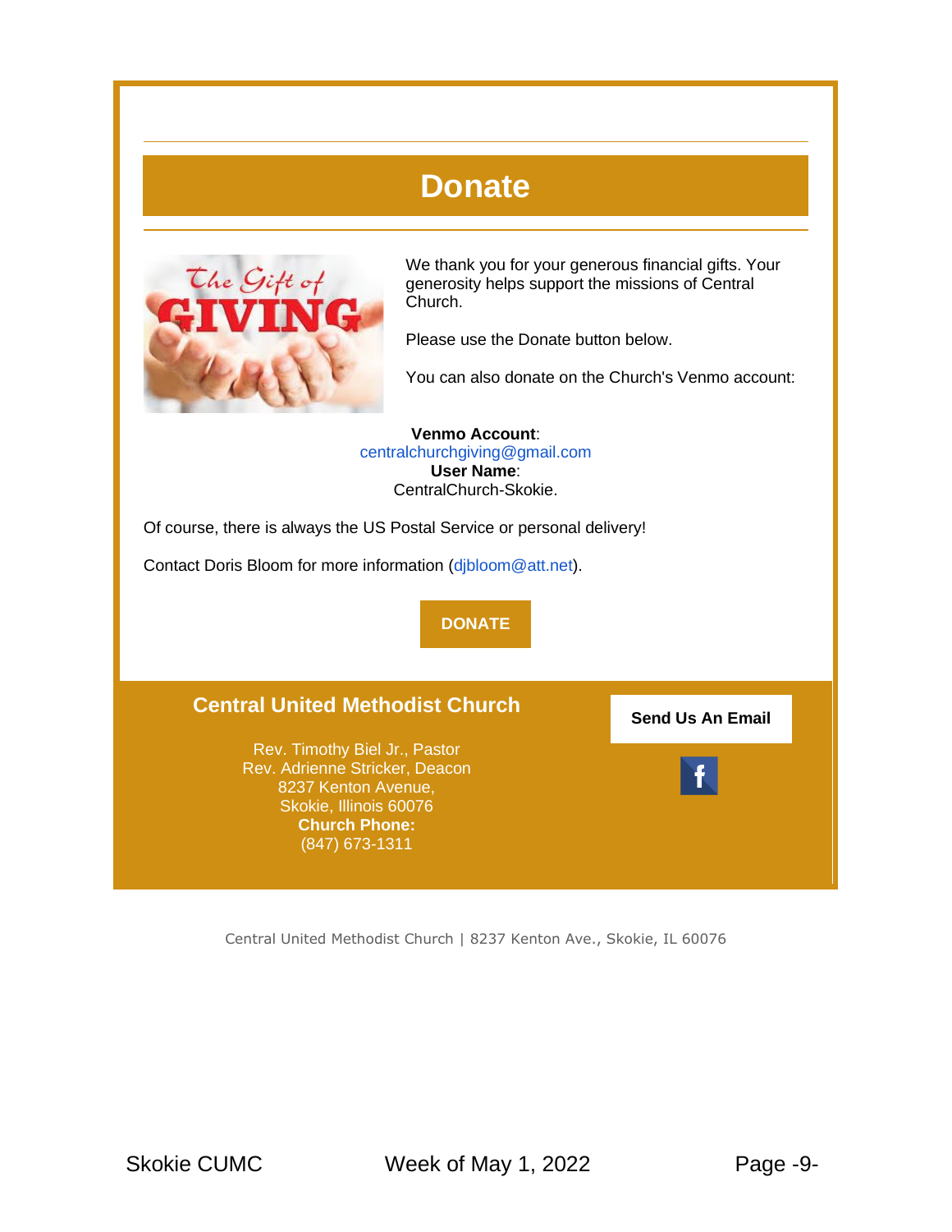# Donate

We thank you for your generous financial gifts. Your generosity helps support the missions of Central Church.

Please use the Donate button below.

You can also donate on the Church's Venmo account:

**Venmo Account**:
centralchurchgiving@gmail.com
**User Name**:
CentralChurch-Skokie.

Of course, there is always the US Postal Service or personal delivery!

Contact Doris Bloom for more information (djbloom@att.net).

**DONATE**

## Central United Methodist Church

Rev. Timothy Biel Jr., Pastor
Rev. Adrienne Stricker, Deacon
8237 Kenton Avenue,
Skokie, Illinois 60076
**Church Phone:**
(847) 673-1311

**Send Us An Email**

Central United Methodist Church | 8237 Kenton Ave., Skokie, IL 60076